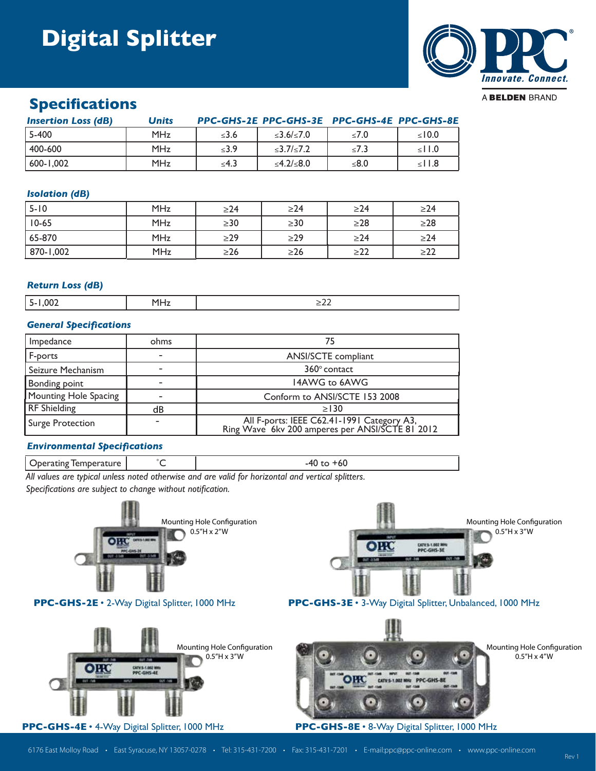# Digital Splitter

PPC
Innovate. Connect.
A BELDEN BRAND

## Specifications

| *Insertion Loss (dB)* | *Units* | *PPC-GHS-2E* | *PPC-GHS-3E* | *PPC-GHS-4E* | *PPC-GHS-8E* |
|---|---|---|---|---|---|
| 5-400 | MHz | ≤3.6 | ≤3.6/≤7.0 | ≤7.0 | ≤10.0 |
| 400-600 | MHz | ≤3.9 | ≤3.7/≤7.2 | ≤7.3 | ≤11.0 |
| 600-1,002 | MHz | ≤4.3 | ≤4.2/≤8.0 | ≤8.0 | ≤11.8 |

***Isolation (dB)***

| | | PPC-GHS-2E | PPC-GHS-3E | PPC-GHS-4E | PPC-GHS-8E |
|---|---|---|---|---|---|
| 5-10 | MHz | ≥24 | ≥24 | ≥24 | ≥24 |
| 10-65 | MHz | ≥30 | ≥30 | ≥28 | ≥28 |
| 65-870 | MHz | ≥29 | ≥29 | ≥24 | ≥24 |
| 870-1,002 | MHz | ≥26 | ≥26 | ≥22 | ≥22 |

***Return Loss (dB)***

| | | |
|---|---|---|
| 5-1,002 | MHz | ≥22 |

***General Specifications***

| | | |
|---|---|---|
| Impedance | ohms | 75 |
| F-ports | - | ANSI/SCTE compliant |
| Seizure Mechanism | - | 360° contact |
| Bonding point | - | 14AWG to 6AWG |
| Mounting Hole Spacing | - | Conform to ANSI/SCTE 153 2008 |
| RF Shielding | dB | ≥130 |
| Surge Protection | - | All F-ports: IEEE C62.41-1991 Category A3, Ring Wave 6kv 200 amperes per ANSI/SCTE 81 2012 |

***Environmental Specifications***

| | | |
|---|---|---|
| Operating Temperature | °C | -40 to +60 |

*All values are typical unless noted otherwise and are valid for horizontal and vertical splitters.*
*Specifications are subject to change without notification.*

Mounting Hole Configuration 0.5"H x 2"W

**PPC-GHS-2E** • 2-Way Digital Splitter, 1000 MHz

Mounting Hole Configuration 0.5"H x 3"W

**PPC-GHS-3E** • 3-Way Digital Splitter, Unbalanced, 1000 MHz

Mounting Hole Configuration 0.5"H x 3"W

**PPC-GHS-4E** • 4-Way Digital Splitter, 1000 MHz

Mounting Hole Configuration 0.5"H x 4"W

**PPC-GHS-8E** • 8-Way Digital Splitter, 1000 MHz

6176 East Molloy Road • East Syracuse, NY 13057-0278 • Tel: 315-431-7200 • Fax: 315-431-7201 • E-mail:ppc@ppc-online.com • www.ppc-online.com

Rev 1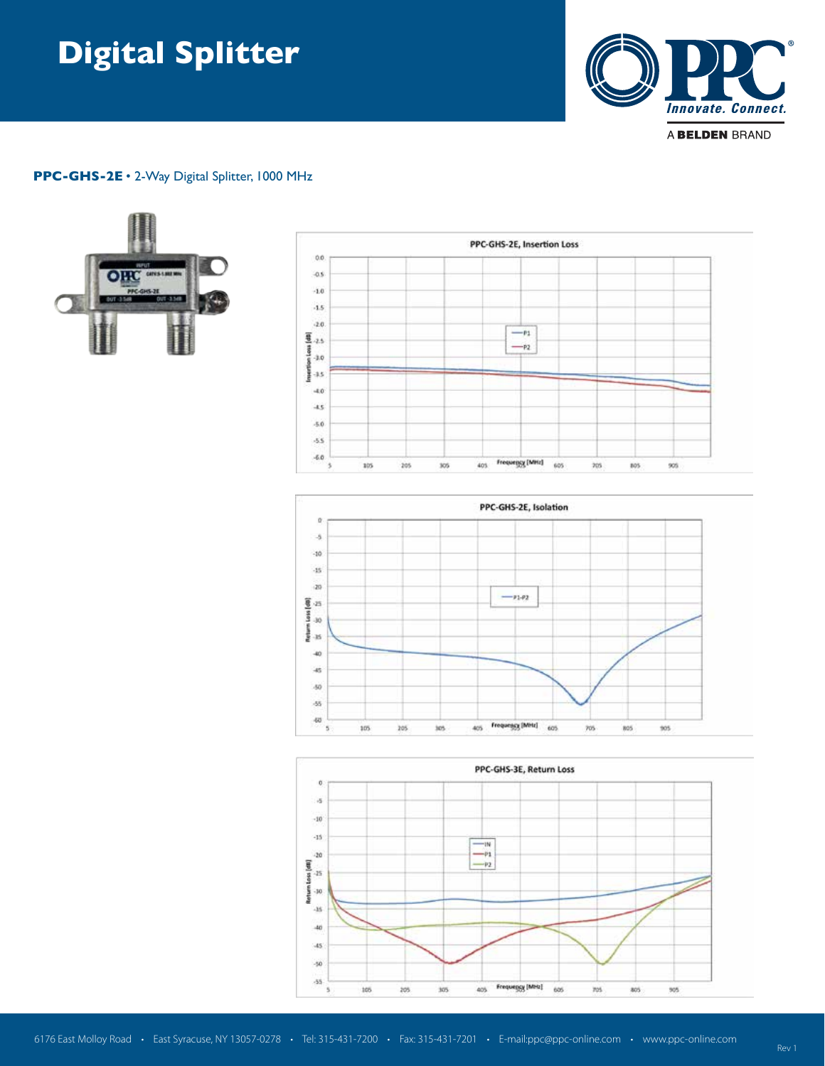# Digital Splitter

**PPC-GHS-2E** • 2-Way Digital Splitter, 1000 MHz

PPC-GHS-2E, Insertion Loss

PPC-GHS-2E, Isolation

PPC-GHS-3E, Return Loss

6176 East Molloy Road • East Syracuse, NY 13057-0278 • Tel: 315-431-7200 • Fax: 315-431-7201 • E-mail:ppc@ppc-online.com • www.ppc-online.com

Rev 1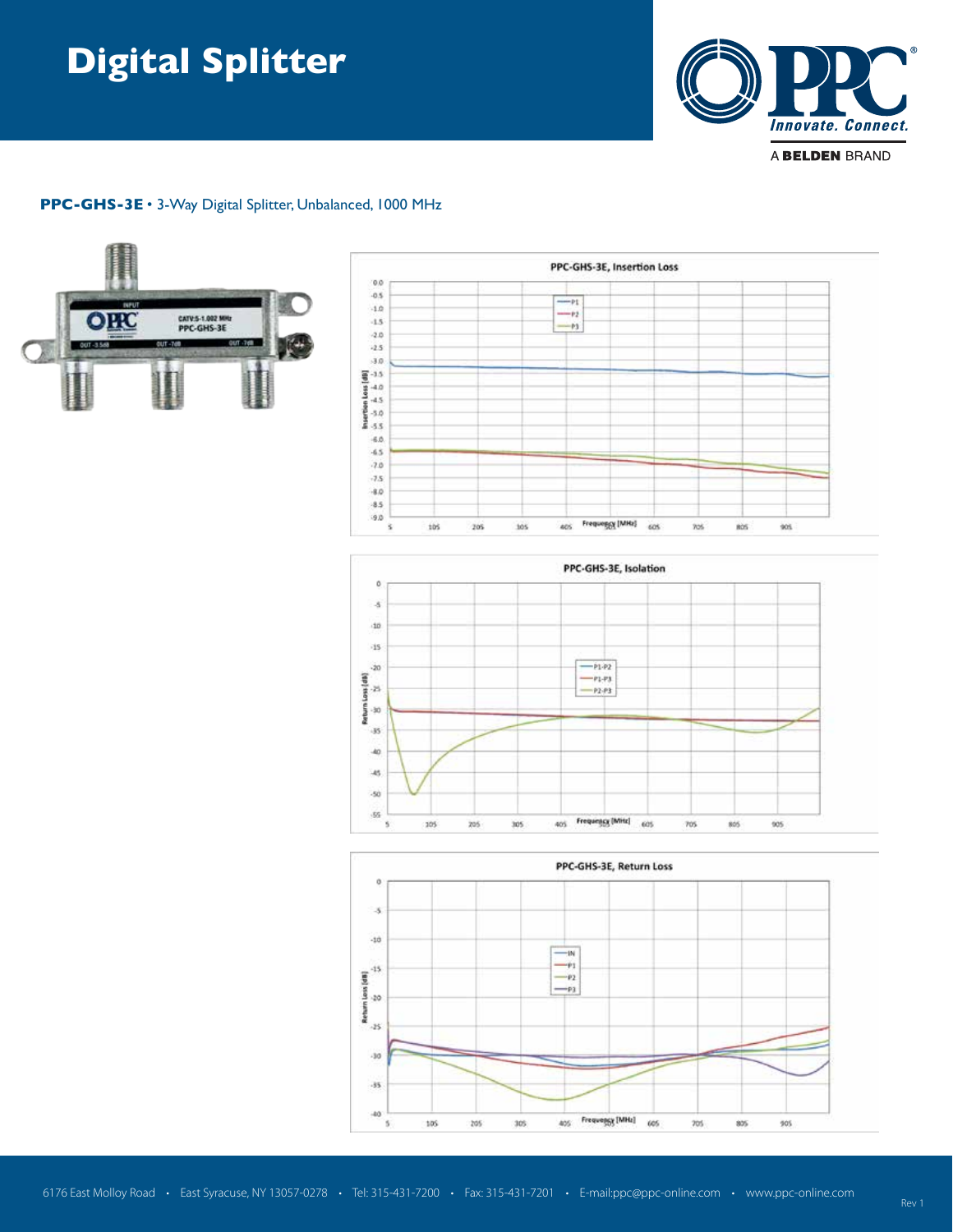# Digital Splitter

**PPC-GHS-3E** • 3-Way Digital Splitter, Unbalanced, 1000 MHz

PPC-GHS-3E, Insertion Loss

PPC-GHS-3E, Isolation

PPC-GHS-3E, Return Loss

6176 East Molloy Road • East Syracuse, NY 13057-0278 • Tel: 315-431-7200 • Fax: 315-431-7201 • E-mail:ppc@ppc-online.com • www.ppc-online.com

Rev 1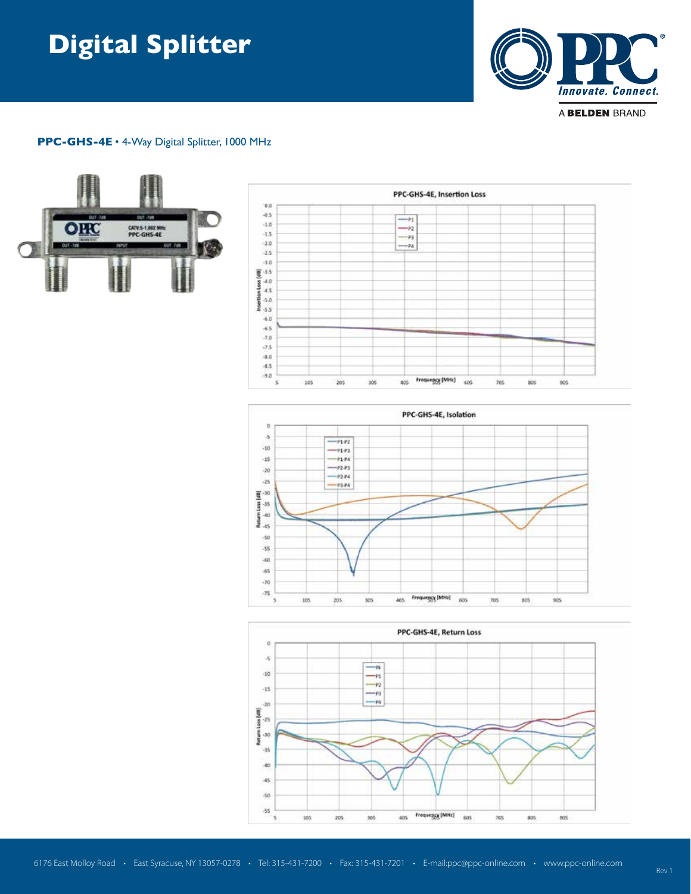# Digital Splitter

**PPC-GHS-4E** • 4-Way Digital Splitter, 1000 MHz

PPC-GHS-4E, Insertion Loss

Insertion Loss [dB]

0.0
-0.5
-1.0
-1.5
-2.0
-2.5
-3.0
-3.5
-4.0
-4.5
-5.0
-5.5
-6.0
-6.5
-7.0
-7.5
-8.0
-8.5
-9.0

5 105 205 305 405 505 605 705 805 905

Frequency [MHz]

P1
P2
P3
P4

PPC-GHS-4E, Isolation

Return Loss [dB]

0
-5
-10
-15
-20
-25
-30
-35
-40
-45
-50
-55
-60
-65
-70
-75

5 105 205 305 405 505 605 705 805 905

Frequency [MHz]

P1-P2
P1-P3
P1-P4
P2-P3
P2-P4
P3-P4

PPC-GHS-4E, Return Loss

Return Loss [dB]

0
-5
-10
-15
-20
-25
-30
-35
-40
-45
-50
-55

5 105 205 305 405 505 605 705 805 905

Frequency [MHz]

IN
P1
P2
P3
P4

6176 East Molloy Road • East Syracuse, NY 13057-0278 • Tel: 315-431-7200 • Fax: 315-431-7201 • E-mail:ppc@ppc-online.com • www.ppc-online.com

Rev 1